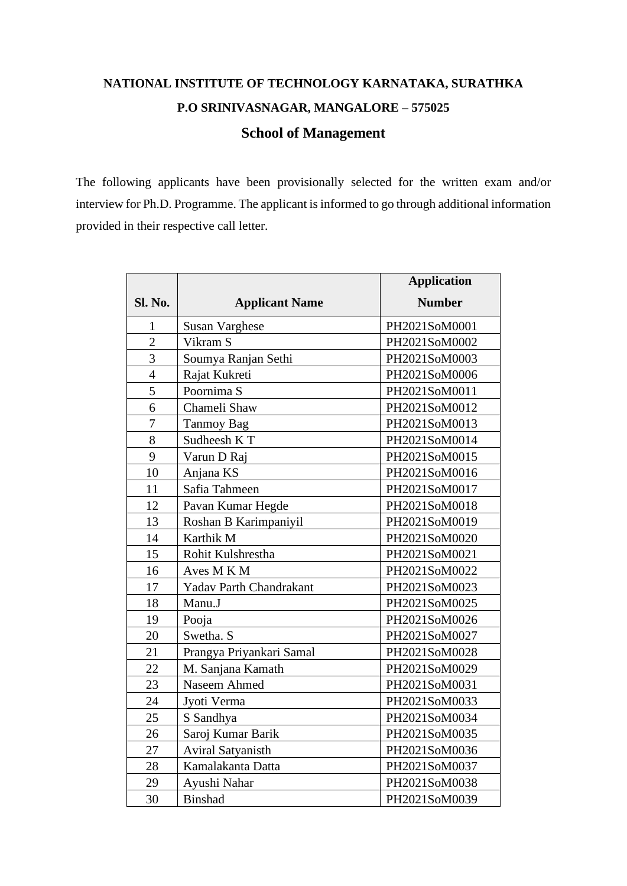**NATIONAL INSTITUTE OF TECHNOLOGY KARNATAKA, SURATHKA**

**P.O SRINIVASNAGAR, MANGALORE – 575025**

## School of Management

The following applicants have been provisionally selected for the written exam and/or interview for Ph.D. Programme. The applicant is informed to go through additional information provided in their respective call letter.

| Sl. No. | Applicant Name | Application Number |
|---|---|---|
| 1 | Susan Varghese | PH2021SoM0001 |
| 2 | Vikram S | PH2021SoM0002 |
| 3 | Soumya Ranjan Sethi | PH2021SoM0003 |
| 4 | Rajat Kukreti | PH2021SoM0006 |
| 5 | Poornima S | PH2021SoM0011 |
| 6 | Chameli Shaw | PH2021SoM0012 |
| 7 | Tanmoy Bag | PH2021SoM0013 |
| 8 | Sudheesh K T | PH2021SoM0014 |
| 9 | Varun D Raj | PH2021SoM0015 |
| 10 | Anjana KS | PH2021SoM0016 |
| 11 | Safia Tahmeen | PH2021SoM0017 |
| 12 | Pavan Kumar Hegde | PH2021SoM0018 |
| 13 | Roshan B Karimpaniyil | PH2021SoM0019 |
| 14 | Karthik M | PH2021SoM0020 |
| 15 | Rohit Kulshrestha | PH2021SoM0021 |
| 16 | Aves M K M | PH2021SoM0022 |
| 17 | Yadav Parth Chandrakant | PH2021SoM0023 |
| 18 | Manu.J | PH2021SoM0025 |
| 19 | Pooja | PH2021SoM0026 |
| 20 | Swetha. S | PH2021SoM0027 |
| 21 | Prangya Priyankari Samal | PH2021SoM0028 |
| 22 | M. Sanjana Kamath | PH2021SoM0029 |
| 23 | Naseem Ahmed | PH2021SoM0031 |
| 24 | Jyoti Verma | PH2021SoM0033 |
| 25 | S Sandhya | PH2021SoM0034 |
| 26 | Saroj Kumar Barik | PH2021SoM0035 |
| 27 | Aviral Satyanisth | PH2021SoM0036 |
| 28 | Kamalakanta Datta | PH2021SoM0037 |
| 29 | Ayushi Nahar | PH2021SoM0038 |
| 30 | Binshad | PH2021SoM0039 |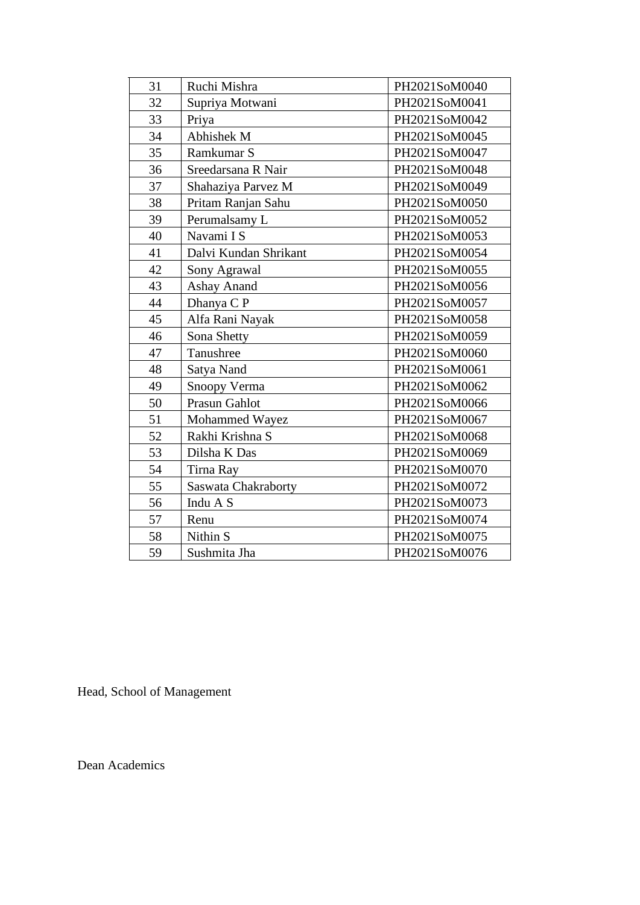| | | |
|---|---|---|
| 31 | Ruchi Mishra | PH2021SoM0040 |
| 32 | Supriya Motwani | PH2021SoM0041 |
| 33 | Priya | PH2021SoM0042 |
| 34 | Abhishek M | PH2021SoM0045 |
| 35 | Ramkumar S | PH2021SoM0047 |
| 36 | Sreedarsana R Nair | PH2021SoM0048 |
| 37 | Shahaziya Parvez M | PH2021SoM0049 |
| 38 | Pritam Ranjan Sahu | PH2021SoM0050 |
| 39 | Perumalsamy L | PH2021SoM0052 |
| 40 | Navami I S | PH2021SoM0053 |
| 41 | Dalvi Kundan Shrikant | PH2021SoM0054 |
| 42 | Sony Agrawal | PH2021SoM0055 |
| 43 | Ashay Anand | PH2021SoM0056 |
| 44 | Dhanya C P | PH2021SoM0057 |
| 45 | Alfa Rani Nayak | PH2021SoM0058 |
| 46 | Sona Shetty | PH2021SoM0059 |
| 47 | Tanushree | PH2021SoM0060 |
| 48 | Satya Nand | PH2021SoM0061 |
| 49 | Snoopy Verma | PH2021SoM0062 |
| 50 | Prasun Gahlot | PH2021SoM0066 |
| 51 | Mohammed Wayez | PH2021SoM0067 |
| 52 | Rakhi Krishna S | PH2021SoM0068 |
| 53 | Dilsha K Das | PH2021SoM0069 |
| 54 | Tirna Ray | PH2021SoM0070 |
| 55 | Saswata Chakraborty | PH2021SoM0072 |
| 56 | Indu A S | PH2021SoM0073 |
| 57 | Renu | PH2021SoM0074 |
| 58 | Nithin S | PH2021SoM0075 |
| 59 | Sushmita Jha | PH2021SoM0076 |

Head, School of Management

Dean Academics